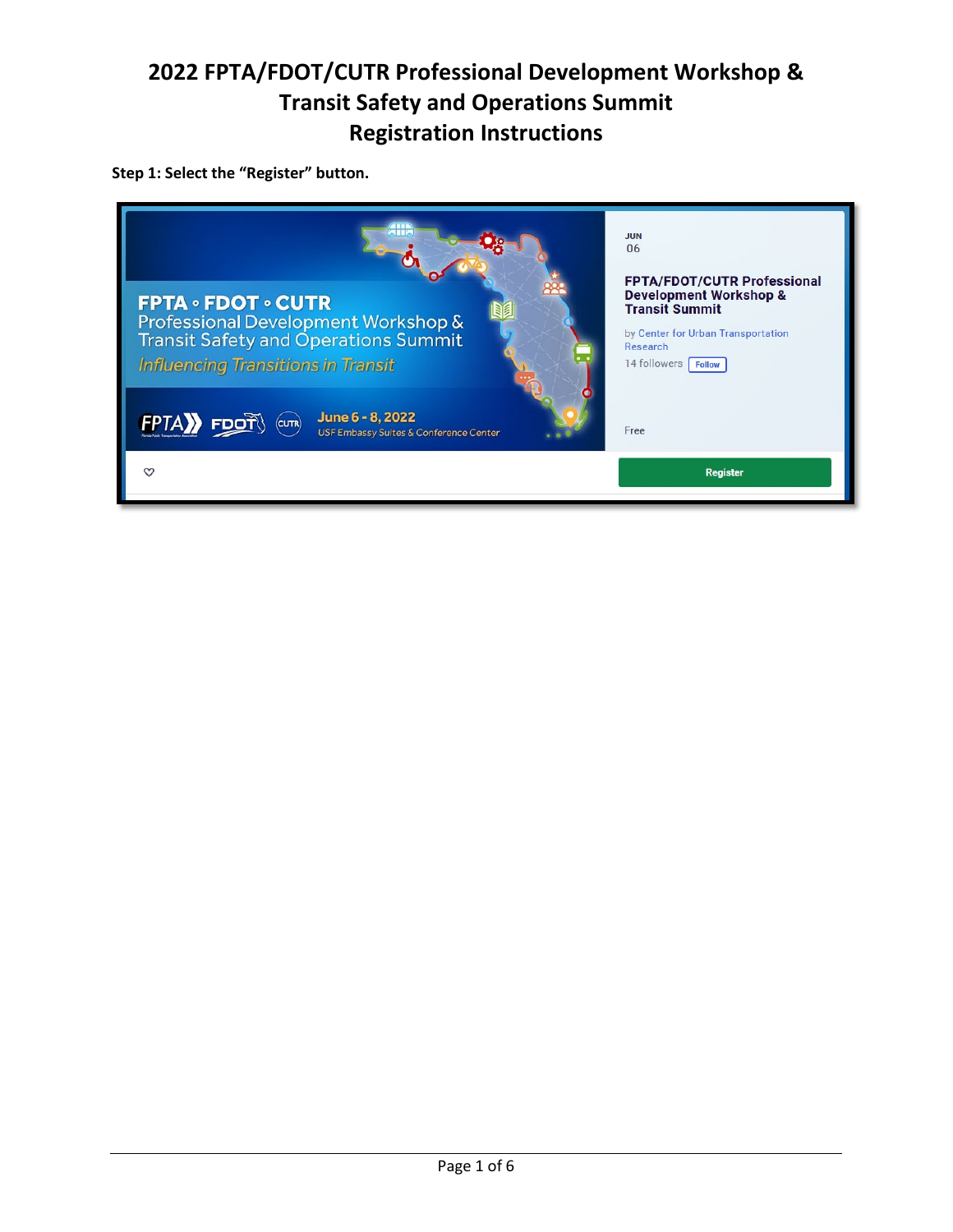# 2022 FPTA/FDOT/CUTR Professional Development Workshop & Transit Safety and Operations Summit Registration Instructions

**Step 1: Select the "Register" button.**

FPTA • FDOT • CUTR
Professional Development Workshop &
Transit Safety and Operations Summit
*Influencing Transitions in Transit*

FPTA FDOT CUTR June 6 - 8, 2022
USF Embassy Suites & Conference Center

JUN
06

**FPTA/FDOT/CUTR Professional Development Workshop & Transit Summit**

by Center for Urban Transportation Research

14 followers Follow

Free

Register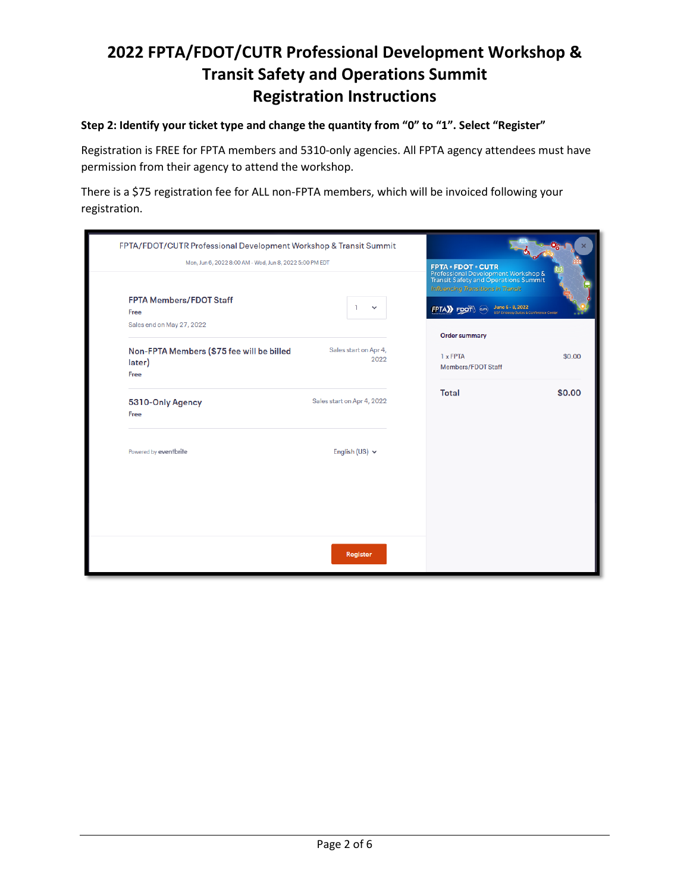# 2022 FPTA/FDOT/CUTR Professional Development Workshop & Transit Safety and Operations Summit Registration Instructions

**Step 2: Identify your ticket type and change the quantity from "0" to "1". Select "Register"**

Registration is FREE for FPTA members and 5310-only agencies. All FPTA agency attendees must have permission from their agency to attend the workshop.

There is a $75 registration fee for ALL non-FPTA members, which will be invoiced following your registration.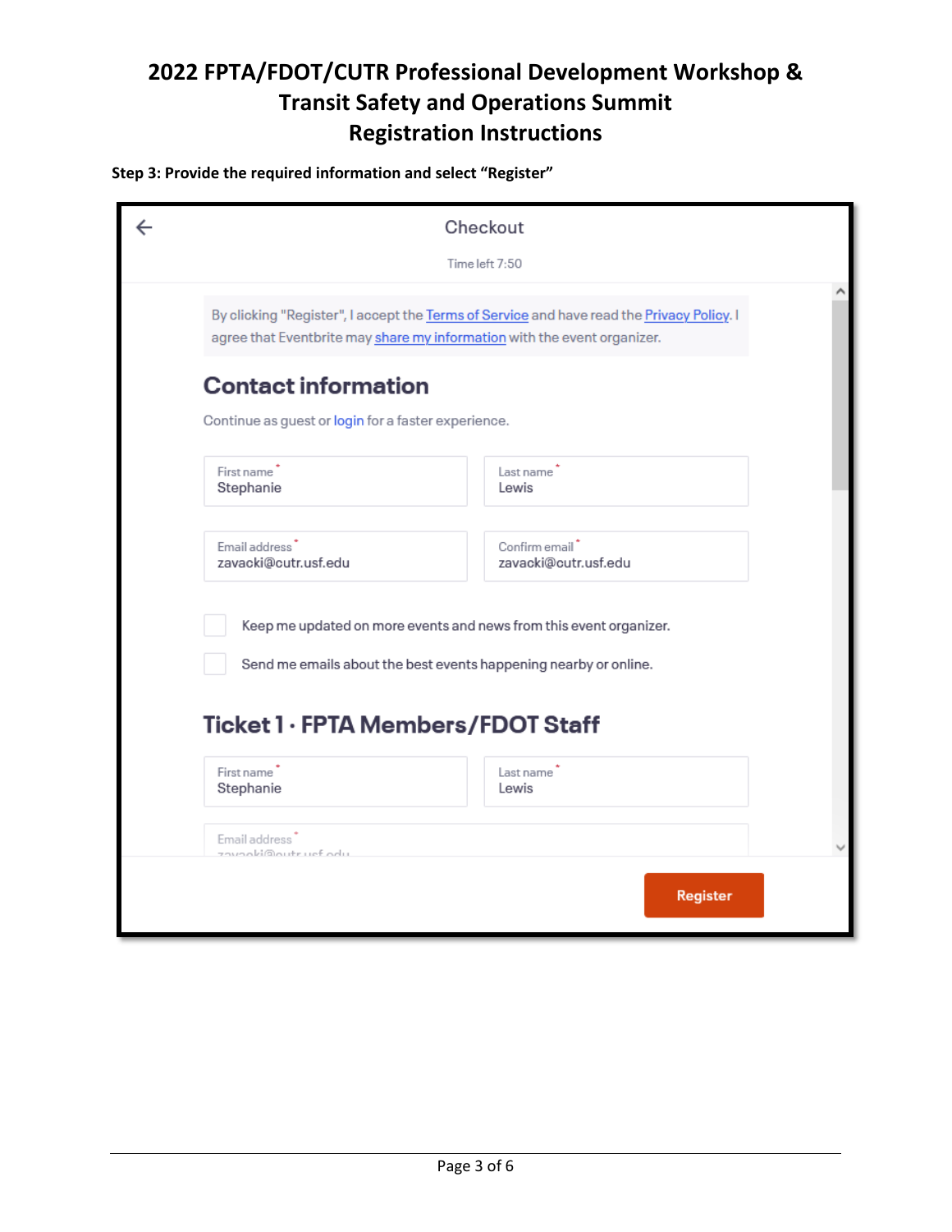# 2022 FPTA/FDOT/CUTR Professional Development Workshop & Transit Safety and Operations Summit Registration Instructions

**Step 3: Provide the required information and select "Register"**

Checkout

Time left 7:50

By clicking "Register", I accept the Terms of Service and have read the Privacy Policy. I agree that Eventbrite may share my information with the event organizer.

## Contact information

Continue as guest or login for a faster experience.

First name * Stephanie

Last name * Lewis

Email address * zavacki@cutr.usf.edu

Confirm email * zavacki@cutr.usf.edu

Keep me updated on more events and news from this event organizer.

Send me emails about the best events happening nearby or online.

## Ticket 1 · FPTA Members/FDOT Staff

First name * Stephanie

Last name * Lewis

Email address * zavacki@cutr.usf.edu

Register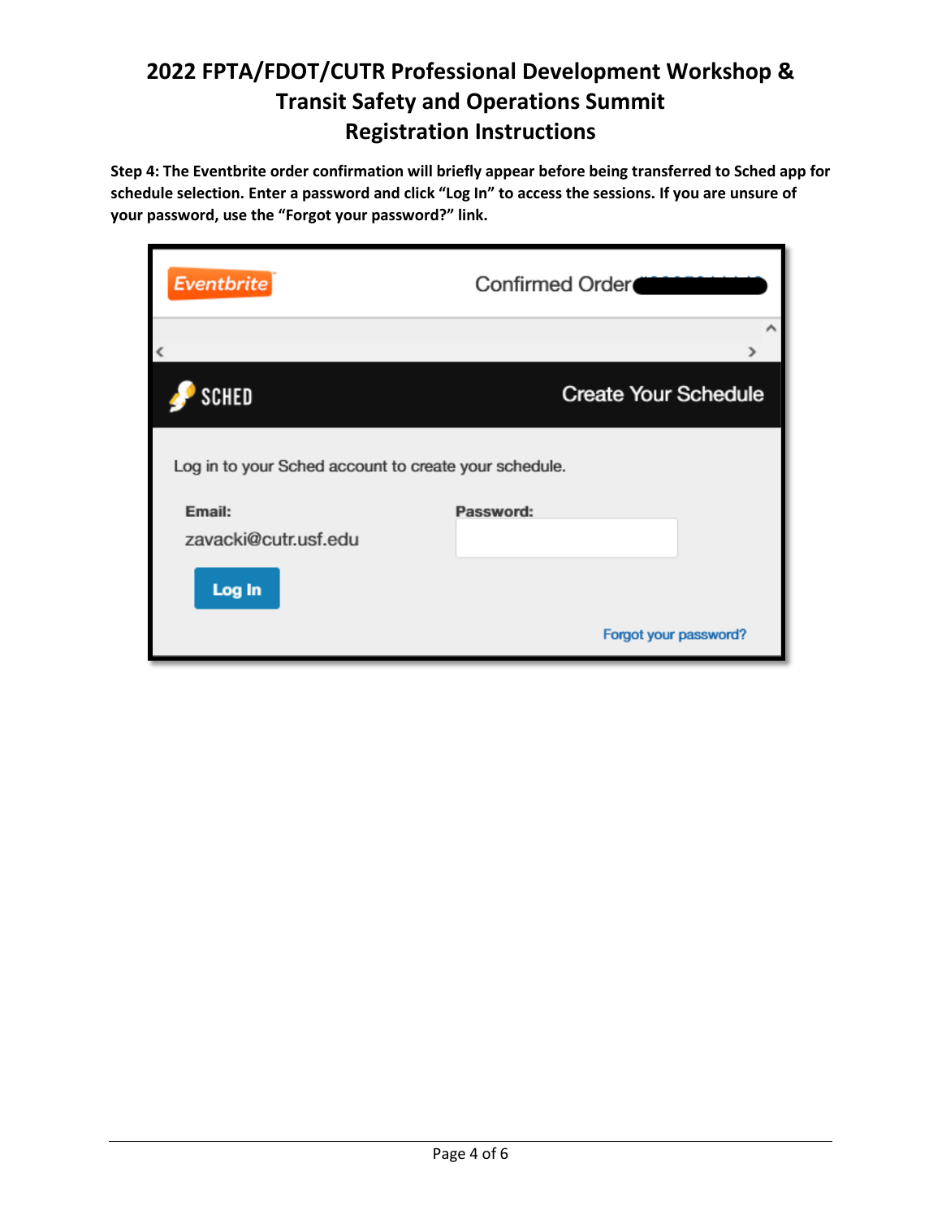# 2022 FPTA/FDOT/CUTR Professional Development Workshop & Transit Safety and Operations Summit

## Registration Instructions

**Step 4: The Eventbrite order confirmation will briefly appear before being transferred to Sched app for schedule selection. Enter a password and click "Log In" to access the sessions. If you are unsure of your password, use the "Forgot your password?" link.**

Eventbrite — Confirmed Order

SCHED — Create Your Schedule

Log in to your Sched account to create your schedule.

**Email:** zavacki@cutr.usf.edu

**Password:**

Log In

Forgot your password?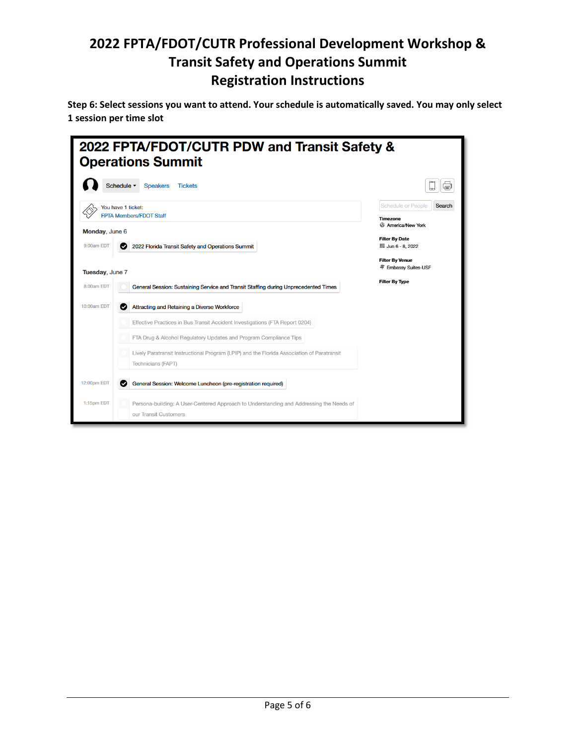# 2022 FPTA/FDOT/CUTR Professional Development Workshop & Transit Safety and Operations Summit
# Registration Instructions

**Step 6: Select sessions you want to attend. Your schedule is automatically saved. You may only select 1 session per time slot**

## 2022 FPTA/FDOT/CUTR PDW and Transit Safety & Operations Summit

Schedule ▾ Speakers Tickets

You have 1 ticket:
FPTA Members/FDOT Staff

**Monday**, June 6

9:00am EDT
- ✔ 2022 Florida Transit Safety and Operations Summit

**Tuesday**, June 7

8:00am EDT
- General Session: Sustaining Service and Transit Staffing during Unprecedented Times

10:00am EDT
- ✔ Attracting and Retaining a Diverse Workforce
- Effective Practices in Bus Transit Accident Investigations (FTA Report 0204)
- FTA Drug & Alcohol Regulatory Updates and Program Compliance Tips
- Lively Paratransit Instructional Program (LPIP) and the Florida Association of Paratransit Technicians (FAPT)

12:00pm EDT
- ✔ General Session: Welcome Luncheon (pre-registration required)

1:15pm EDT
- Persona-building: A User-Centered Approach to Understanding and Addressing the Needs of our Transit Customers

Schedule or People Search

**Timezone**
America/New York

**Filter By Date**
Jun 6 - 8, 2022

**Filter By Venue**
Embassy Suites-USF

**Filter By Type**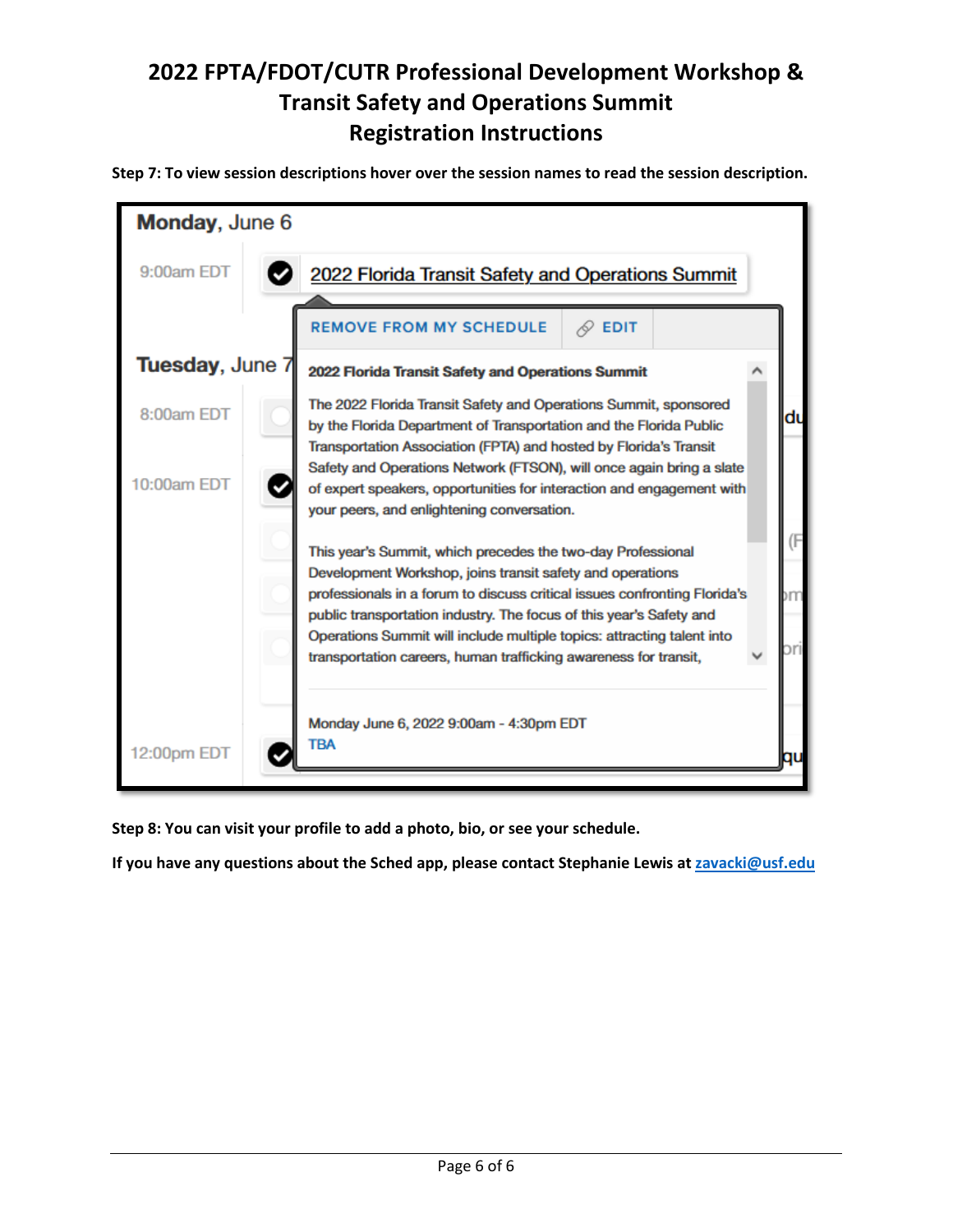**Step 7: To view session descriptions hover over the session names to read the session description.**

**Monday**, June 6

9:00am EDT

2022 Florida Transit Safety and Operations Summit

REMOVE FROM MY SCHEDULE

EDIT

**Tuesday**, June 7

8:00am EDT

10:00am EDT

12:00pm EDT

**2022 Florida Transit Safety and Operations Summit**

The 2022 Florida Transit Safety and Operations Summit, sponsored by the Florida Department of Transportation and the Florida Public Transportation Association (FPTA) and hosted by Florida's Transit Safety and Operations Network (FTSON), will once again bring a slate of expert speakers, opportunities for interaction and engagement with your peers, and enlightening conversation.

This year's Summit, which precedes the two-day Professional Development Workshop, joins transit safety and operations professionals in a forum to discuss critical issues confronting Florida's public transportation industry. The focus of this year's Safety and Operations Summit will include multiple topics: attracting talent into transportation careers, human trafficking awareness for transit,

Monday June 6, 2022 9:00am - 4:30pm EDT

TBA

**Step 8: You can visit your profile to add a photo, bio, or see your schedule.**

**If you have any questions about the Sched app, please contact Stephanie Lewis at zavacki@usf.edu**